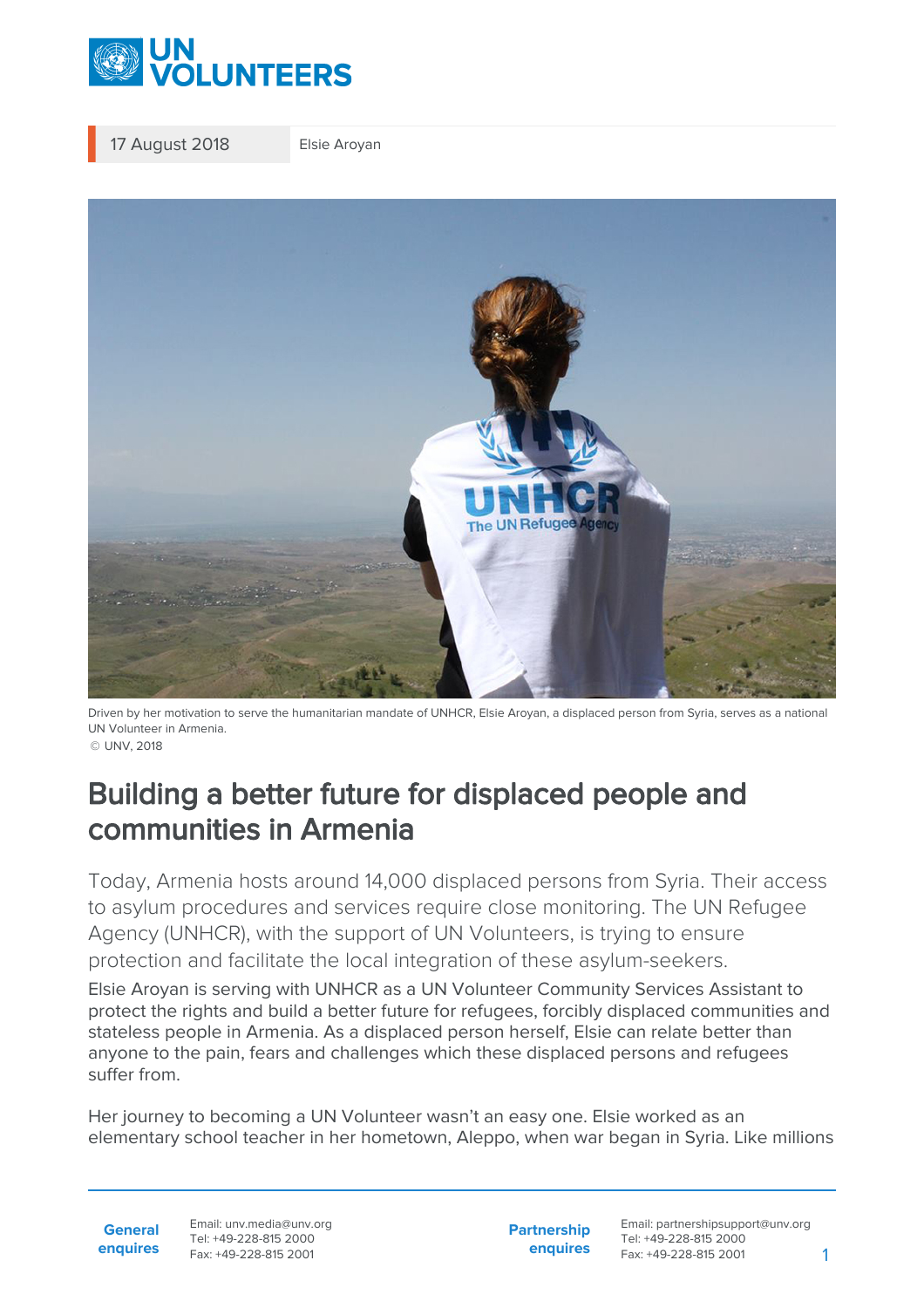17 August 2018 Elsie Aroyan

Driven by her motivation to serve the humanitarian mandate of UNHCR, Elsie Aroyan, a displaced person from Syria, serves as a national UN Volunteer in Armenia.
© UNV, 2018

# Building a better future for displaced people and communities in Armenia

Today, Armenia hosts around 14,000 displaced persons from Syria. Their access to asylum procedures and services require close monitoring. The UN Refugee Agency (UNHCR), with the support of UN Volunteers, is trying to ensure protection and facilitate the local integration of these asylum-seekers.

Elsie Aroyan is serving with UNHCR as a UN Volunteer Community Services Assistant to protect the rights and build a better future for refugees, forcibly displaced communities and stateless people in Armenia. As a displaced person herself, Elsie can relate better than anyone to the pain, fears and challenges which these displaced persons and refugees suffer from.

Her journey to becoming a UN Volunteer wasn't an easy one. Elsie worked as an elementary school teacher in her hometown, Aleppo, when war began in Syria. Like millions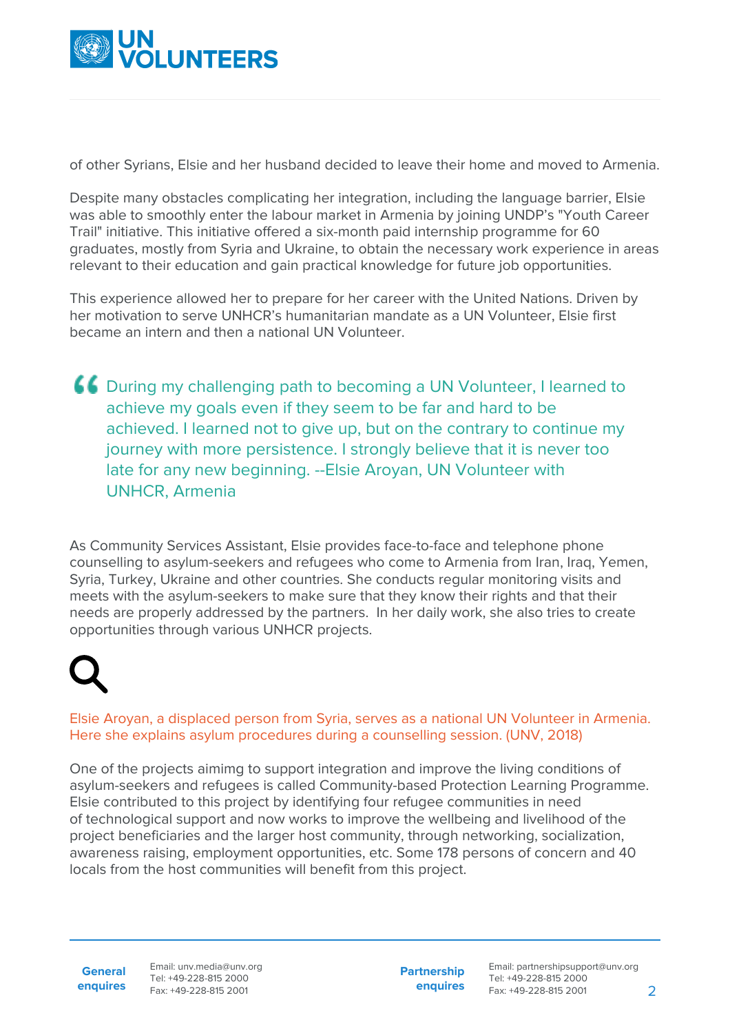of other Syrians, Elsie and her husband decided to leave their home and moved to Armenia.

Despite many obstacles complicating her integration, including the language barrier, Elsie was able to smoothly enter the labour market in Armenia by joining UNDP's "Youth Career Trail" initiative. This initiative offered a six-month paid internship programme for 60 graduates, mostly from Syria and Ukraine, to obtain the necessary work experience in areas relevant to their education and gain practical knowledge for future job opportunities.

This experience allowed her to prepare for her career with the United Nations. Driven by her motivation to serve UNHCR's humanitarian mandate as a UN Volunteer, Elsie first became an intern and then a national UN Volunteer.

> During my challenging path to becoming a UN Volunteer, I learned to achieve my goals even if they seem to be far and hard to be achieved. I learned not to give up, but on the contrary to continue my journey with more persistence. I strongly believe that it is never too late for any new beginning. --Elsie Aroyan, UN Volunteer with UNHCR, Armenia

As Community Services Assistant, Elsie provides face-to-face and telephone phone counselling to asylum-seekers and refugees who come to Armenia from Iran, Iraq, Yemen, Syria, Turkey, Ukraine and other countries. She conducts regular monitoring visits and meets with the asylum-seekers to make sure that they know their rights and that their needs are properly addressed by the partners. In her daily work, she also tries to create opportunities through various UNHCR projects.

Elsie Aroyan, a displaced person from Syria, serves as a national UN Volunteer in Armenia. Here she explains asylum procedures during a counselling session. (UNV, 2018)

One of the projects aimimg to support integration and improve the living conditions of asylum-seekers and refugees is called Community-based Protection Learning Programme. Elsie contributed to this project by identifying four refugee communities in need of technological support and now works to improve the wellbeing and livelihood of the project beneficiaries and the larger host community, through networking, socialization, awareness raising, employment opportunities, etc. Some 178 persons of concern and 40 locals from the host communities will benefit from this project.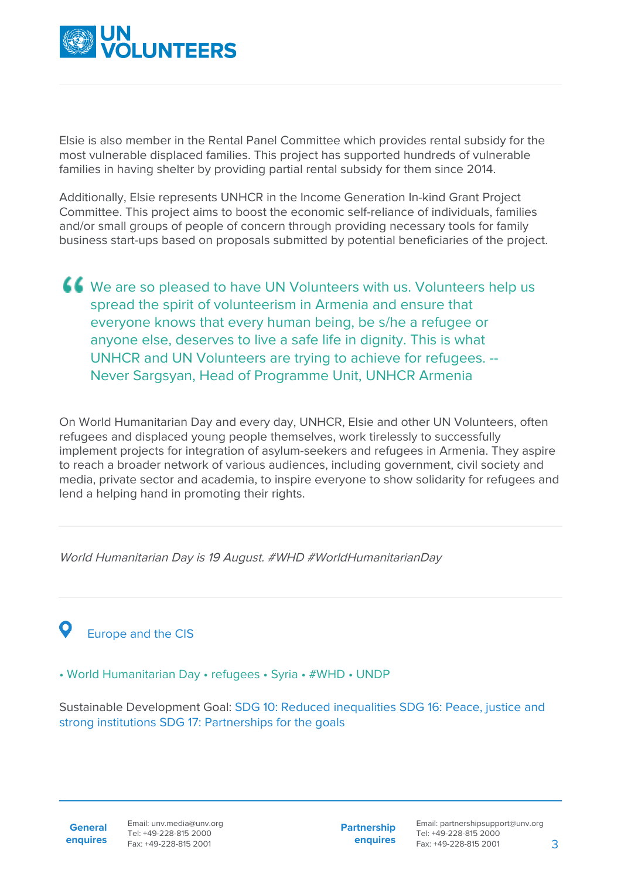Elsie is also member in the Rental Panel Committee which provides rental subsidy for the most vulnerable displaced families. This project has supported hundreds of vulnerable families in having shelter by providing partial rental subsidy for them since 2014.

Additionally, Elsie represents UNHCR in the Income Generation In-kind Grant Project Committee. This project aims to boost the economic self-reliance of individuals, families and/or small groups of people of concern through providing necessary tools for family business start-ups based on proposals submitted by potential beneficiaries of the project.

> We are so pleased to have UN Volunteers with us. Volunteers help us spread the spirit of volunteerism in Armenia and ensure that everyone knows that every human being, be s/he a refugee or anyone else, deserves to live a safe life in dignity. This is what UNHCR and UN Volunteers are trying to achieve for refugees. -- Never Sargsyan, Head of Programme Unit, UNHCR Armenia

On World Humanitarian Day and every day, UNHCR, Elsie and other UN Volunteers, often refugees and displaced young people themselves, work tirelessly to successfully implement projects for integration of asylum-seekers and refugees in Armenia. They aspire to reach a broader network of various audiences, including government, civil society and media, private sector and academia, to inspire everyone to show solidarity for refugees and lend a helping hand in promoting their rights.

---

*World Humanitarian Day is 19 August. #WHD #WorldHumanitarianDay*

---

Europe and the CIS

• World Humanitarian Day • refugees • Syria • #WHD • UNDP

Sustainable Development Goal: SDG 10: Reduced inequalities SDG 16: Peace, justice and strong institutions SDG 17: Partnerships for the goals

**General enquires** Email: unv.media@unv.org Tel: +49-228-815 2000 Fax: +49-228-815 2001

**Partnership enquires** Email: partnershipsupport@unv.org Tel: +49-228-815 2000 Fax: +49-228-815 2001